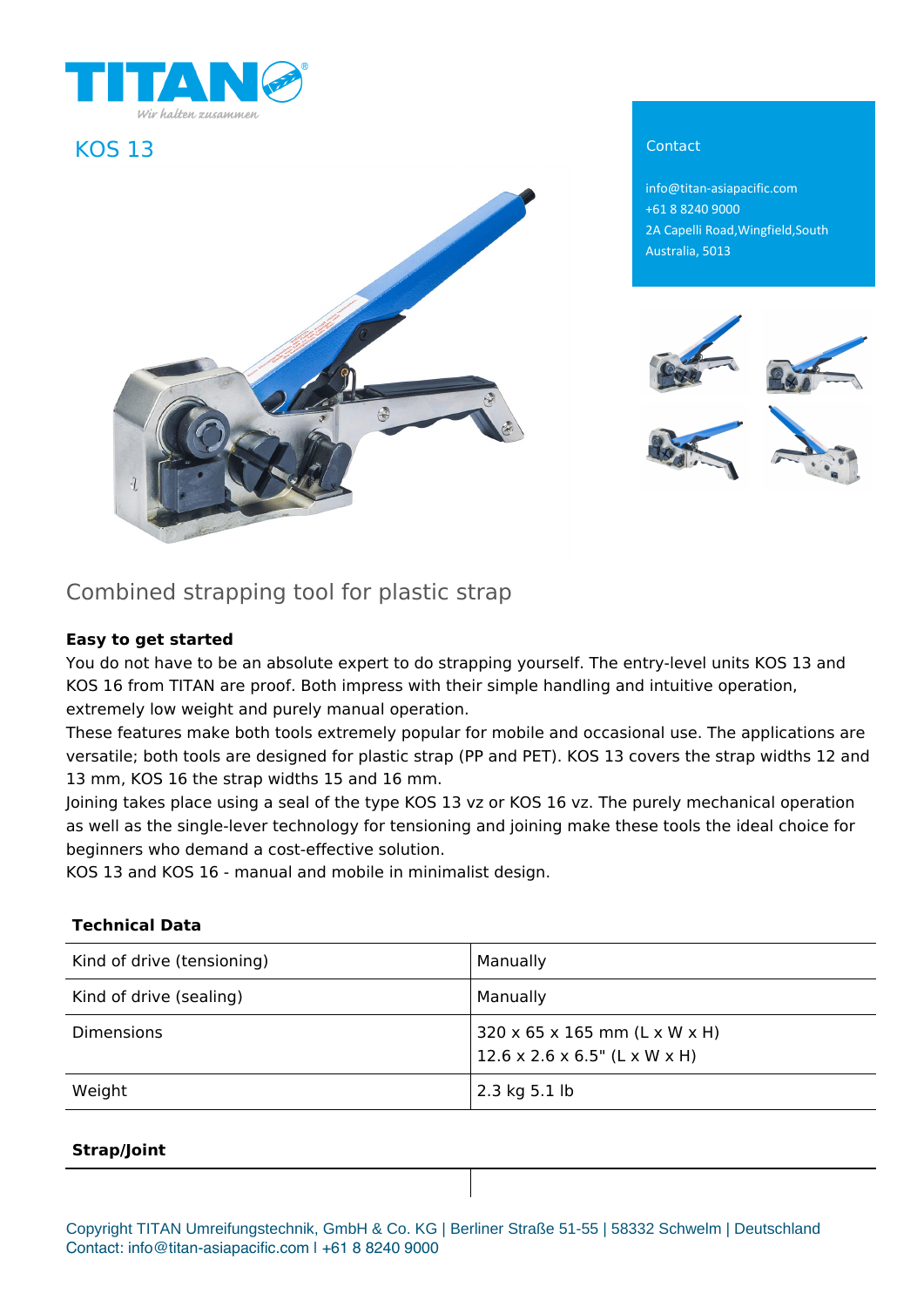TITAN

Wir halten zusammen

# KOS 13

Contact

info@titan-asiapacific.com
+61 8 8240 9000
2A Capelli Road,Wingfield,South Australia, 5013

## Combined strapping tool for plastic strap

**Easy to get started**

You do not have to be an absolute expert to do strapping yourself. The entry-level units KOS 13 and KOS 16 from TITAN are proof. Both impress with their simple handling and intuitive operation, extremely low weight and purely manual operation.

These features make both tools extremely popular for mobile and occasional use. The applications are versatile; both tools are designed for plastic strap (PP and PET). KOS 13 covers the strap widths 12 and 13 mm, KOS 16 the strap widths 15 and 16 mm.

Joining takes place using a seal of the type KOS 13 vz or KOS 16 vz. The purely mechanical operation as well as the single-lever technology for tensioning and joining make these tools the ideal choice for beginners who demand a cost-effective solution.

KOS 13 and KOS 16 - manual and mobile in minimalist design.

**Technical Data**

| | |
|---|---|
| Kind of drive (tensioning) | Manually |
| Kind of drive (sealing) | Manually |
| Dimensions | 320 x 65 x 165 mm (L x W x H)<br>12.6 x 2.6 x 6.5" (L x W x H) |
| Weight | 2.3 kg 5.1 lb |

**Strap/Joint**

Copyright TITAN Umreifungstechnik, GmbH & Co. KG | Berliner Straße 51-55 | 58332 Schwelm | Deutschland
Contact: info@titan-asiapacific.com l +61 8 8240 9000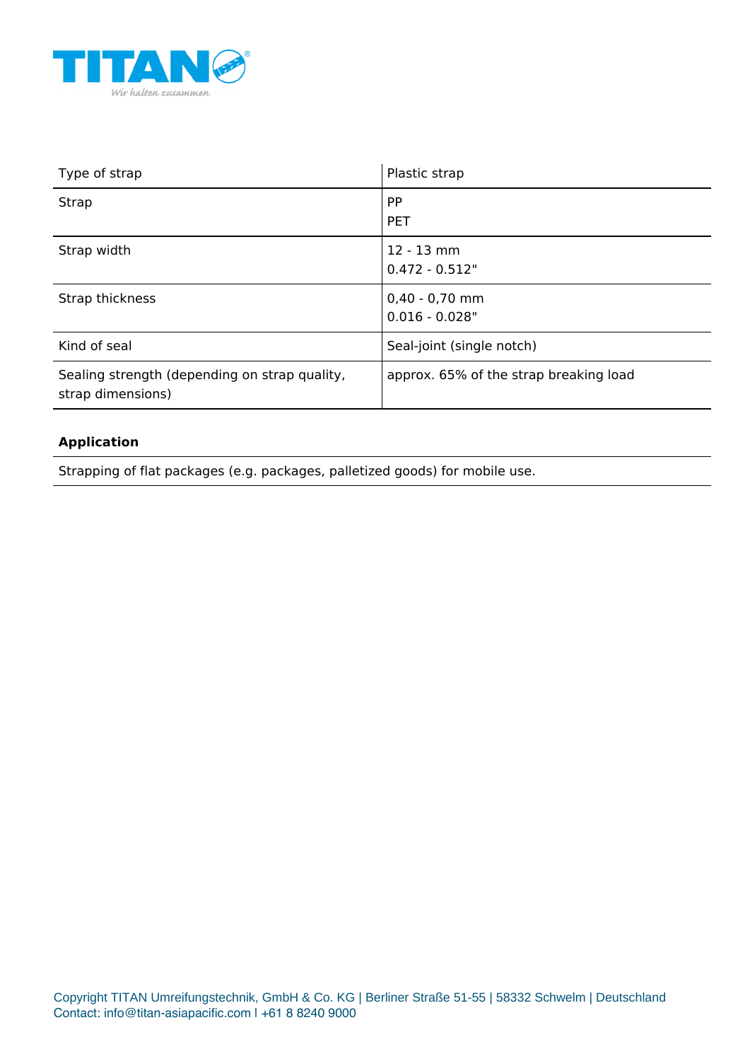| | |
|---|---|
| Type of strap | Plastic strap |
| Strap | PP<br>PET |
| Strap width | 12 - 13 mm<br>0.472 - 0.512" |
| Strap thickness | 0,40 - 0,70 mm<br>0.016 - 0.028" |
| Kind of seal | Seal-joint (single notch) |
| Sealing strength (depending on strap quality, strap dimensions) | approx. 65% of the strap breaking load |

**Application**

Strapping of flat packages (e.g. packages, palletized goods) for mobile use.

Copyright TITAN Umreifungstechnik, GmbH & Co. KG | Berliner Straße 51-55 | 58332 Schwelm | Deutschland
Contact: info@titan-asiapacific.com l +61 8 8240 9000